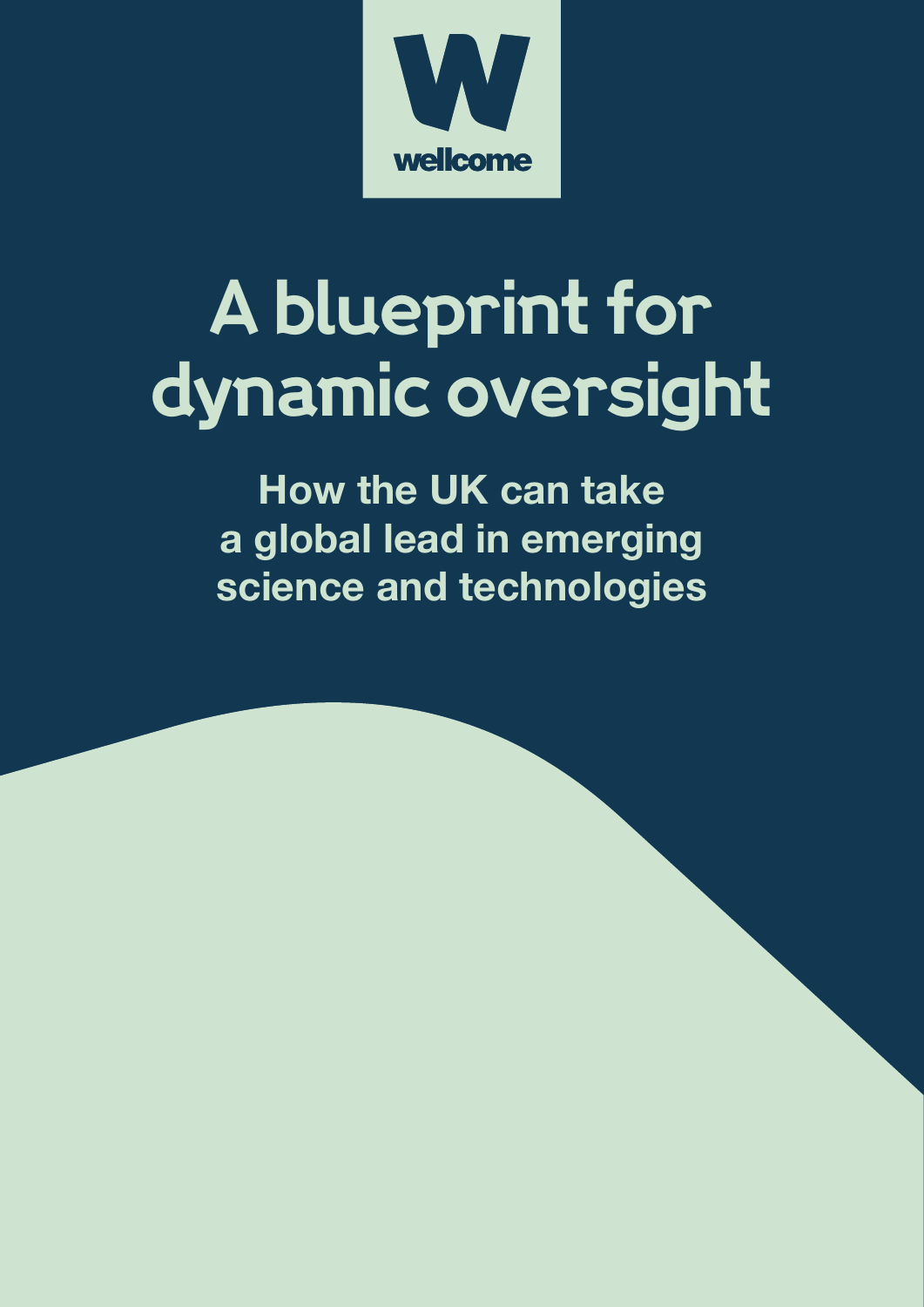wellcome

# A blueprint for dynamic oversight

## How the UK can take a global lead in emerging science and technologies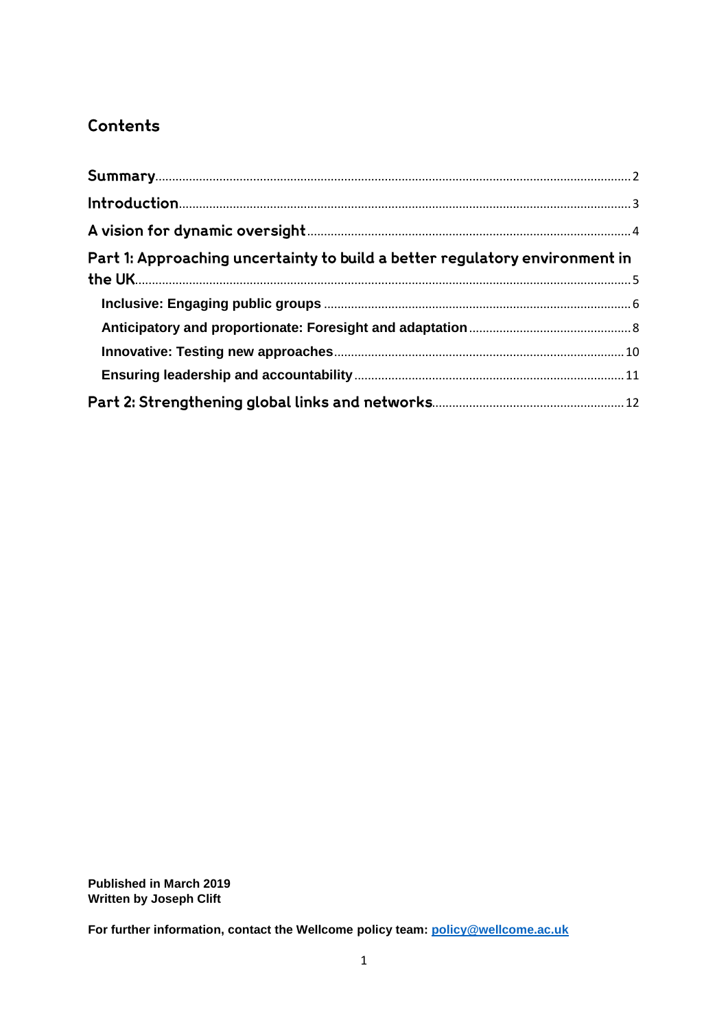## Contents

- Summary ..... 2
- Introduction ..... 3
- A vision for dynamic oversight ..... 4
- Part 1: Approaching uncertainty to build a better regulatory environment in the UK ..... 5
  - Inclusive: Engaging public groups ..... 6
  - Anticipatory and proportionate: Foresight and adaptation ..... 8
  - Innovative: Testing new approaches ..... 10
  - Ensuring leadership and accountability ..... 11
- Part 2: Strengthening global links and networks ..... 12

**Published in March 2019**
**Written by Joseph Clift**

**For further information, contact the Wellcome policy team: policy@wellcome.ac.uk**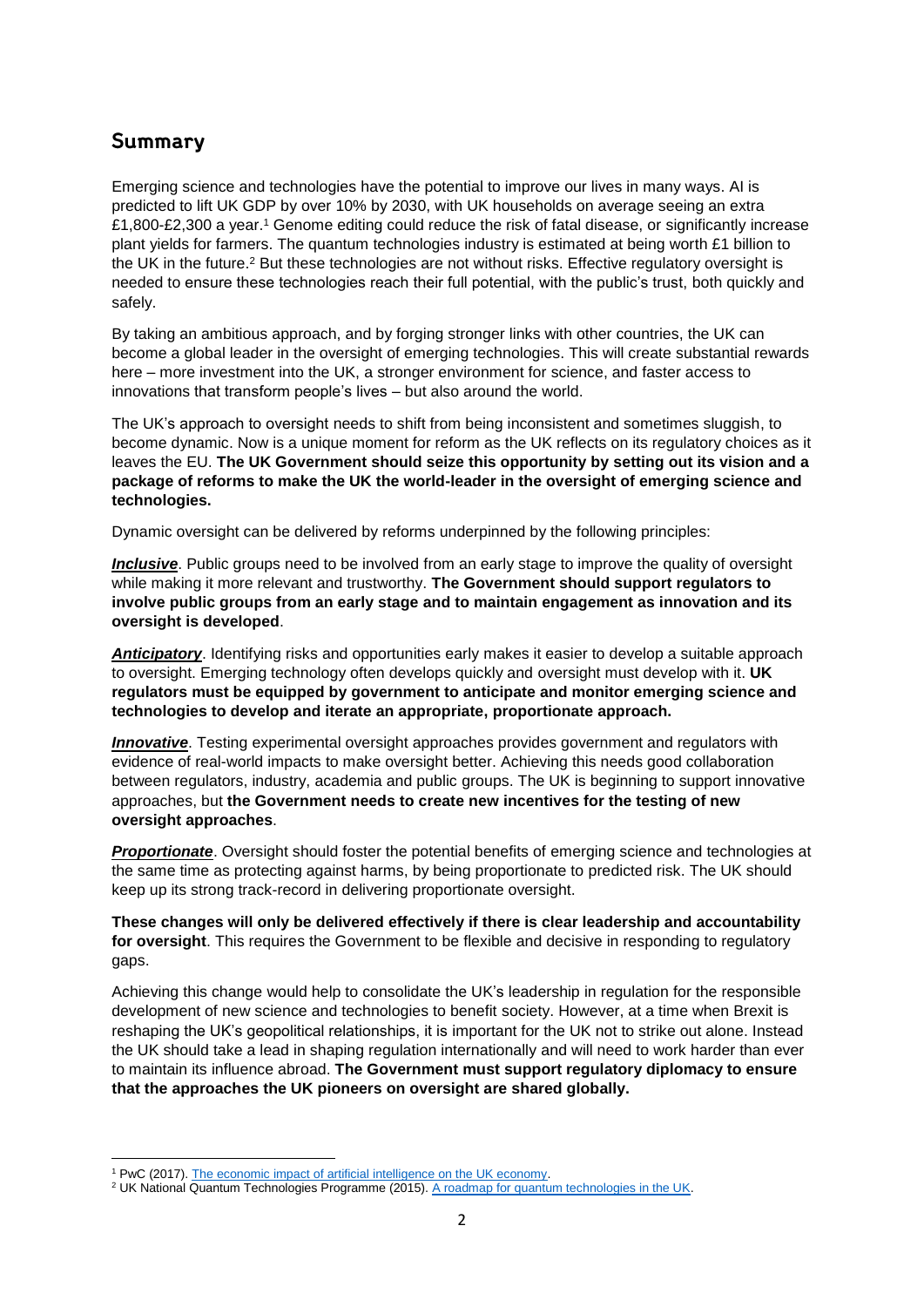## Summary

Emerging science and technologies have the potential to improve our lives in many ways. AI is predicted to lift UK GDP by over 10% by 2030, with UK households on average seeing an extra £1,800-£2,300 a year.[1] Genome editing could reduce the risk of fatal disease, or significantly increase plant yields for farmers. The quantum technologies industry is estimated at being worth £1 billion to the UK in the future.[2] But these technologies are not without risks. Effective regulatory oversight is needed to ensure these technologies reach their full potential, with the public's trust, both quickly and safely.

By taking an ambitious approach, and by forging stronger links with other countries, the UK can become a global leader in the oversight of emerging technologies. This will create substantial rewards here – more investment into the UK, a stronger environment for science, and faster access to innovations that transform people's lives – but also around the world.

The UK's approach to oversight needs to shift from being inconsistent and sometimes sluggish, to become dynamic. Now is a unique moment for reform as the UK reflects on its regulatory choices as it leaves the EU. **The UK Government should seize this opportunity by setting out its vision and a package of reforms to make the UK the world-leader in the oversight of emerging science and technologies.**

Dynamic oversight can be delivered by reforms underpinned by the following principles:

***Inclusive***. Public groups need to be involved from an early stage to improve the quality of oversight while making it more relevant and trustworthy. **The Government should support regulators to involve public groups from an early stage and to maintain engagement as innovation and its oversight is developed**.

***Anticipatory***. Identifying risks and opportunities early makes it easier to develop a suitable approach to oversight. Emerging technology often develops quickly and oversight must develop with it. **UK regulators must be equipped by government to anticipate and monitor emerging science and technologies to develop and iterate an appropriate, proportionate approach.**

***Innovative***. Testing experimental oversight approaches provides government and regulators with evidence of real-world impacts to make oversight better. Achieving this needs good collaboration between regulators, industry, academia and public groups. The UK is beginning to support innovative approaches, but **the Government needs to create new incentives for the testing of new oversight approaches**.

***Proportionate***. Oversight should foster the potential benefits of emerging science and technologies at the same time as protecting against harms, by being proportionate to predicted risk. The UK should keep up its strong track-record in delivering proportionate oversight.

**These changes will only be delivered effectively if there is clear leadership and accountability for oversight**. This requires the Government to be flexible and decisive in responding to regulatory gaps.

Achieving this change would help to consolidate the UK's leadership in regulation for the responsible development of new science and technologies to benefit society. However, at a time when Brexit is reshaping the UK's geopolitical relationships, it is important for the UK not to strike out alone. Instead the UK should take a lead in shaping regulation internationally and will need to work harder than ever to maintain its influence abroad. **The Government must support regulatory diplomacy to ensure that the approaches the UK pioneers on oversight are shared globally.**

---

[1] PwC (2017). The economic impact of artificial intelligence on the UK economy.

[2] UK National Quantum Technologies Programme (2015). A roadmap for quantum technologies in the UK.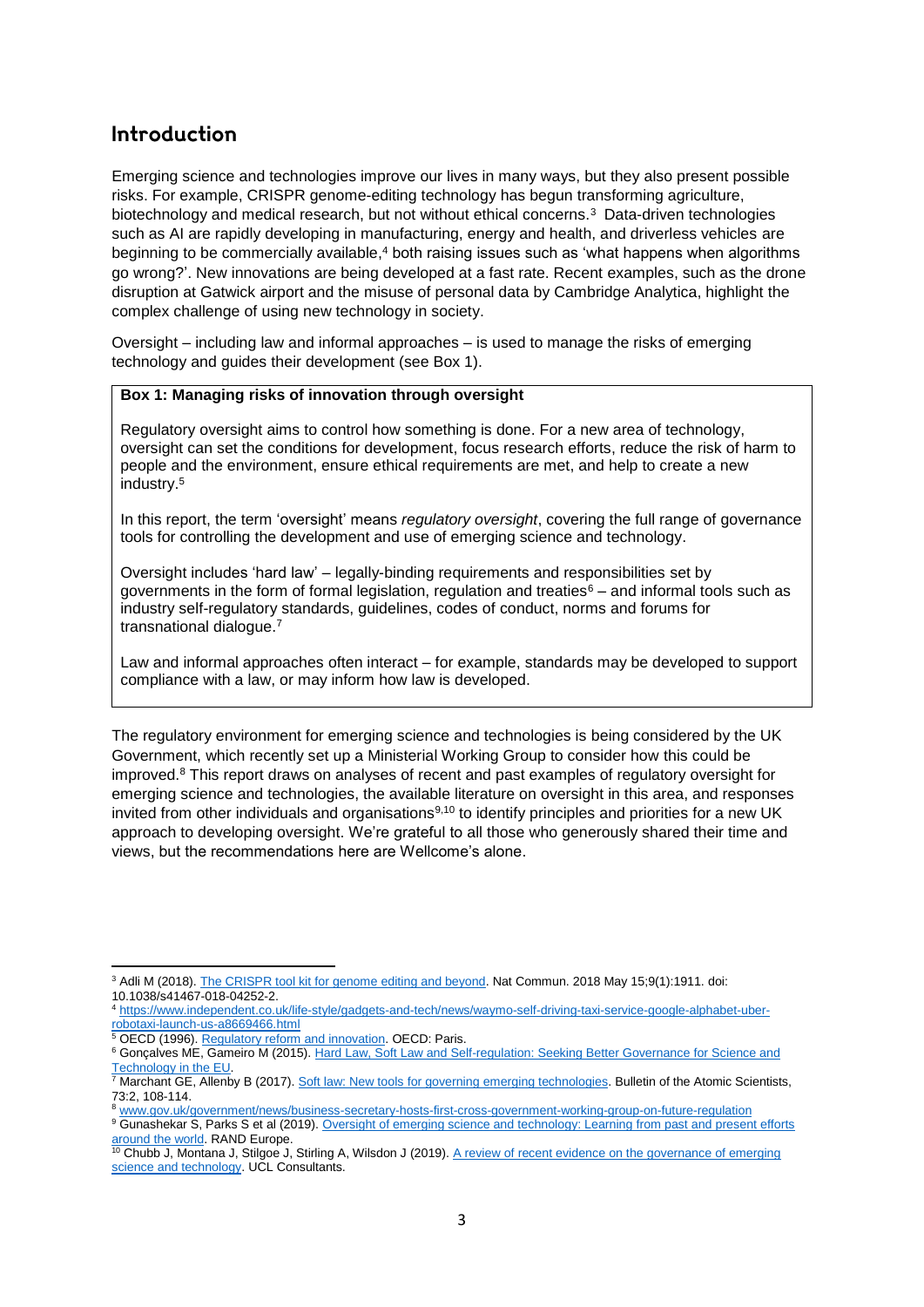## Introduction

Emerging science and technologies improve our lives in many ways, but they also present possible risks. For example, CRISPR genome-editing technology has begun transforming agriculture, biotechnology and medical research, but not without ethical concerns.[3] Data-driven technologies such as AI are rapidly developing in manufacturing, energy and health, and driverless vehicles are beginning to be commercially available,[4] both raising issues such as 'what happens when algorithms go wrong?'. New innovations are being developed at a fast rate. Recent examples, such as the drone disruption at Gatwick airport and the misuse of personal data by Cambridge Analytica, highlight the complex challenge of using new technology in society.

Oversight – including law and informal approaches – is used to manage the risks of emerging technology and guides their development (see Box 1).

> **Box 1: Managing risks of innovation through oversight**
>
> Regulatory oversight aims to control how something is done. For a new area of technology, oversight can set the conditions for development, focus research efforts, reduce the risk of harm to people and the environment, ensure ethical requirements are met, and help to create a new industry.[5]
>
> In this report, the term 'oversight' means *regulatory oversight*, covering the full range of governance tools for controlling the development and use of emerging science and technology.
>
> Oversight includes 'hard law' – legally-binding requirements and responsibilities set by governments in the form of formal legislation, regulation and treaties[6] – and informal tools such as industry self-regulatory standards, guidelines, codes of conduct, norms and forums for transnational dialogue.[7]
>
> Law and informal approaches often interact – for example, standards may be developed to support compliance with a law, or may inform how law is developed.

The regulatory environment for emerging science and technologies is being considered by the UK Government, which recently set up a Ministerial Working Group to consider how this could be improved.[8] This report draws on analyses of recent and past examples of regulatory oversight for emerging science and technologies, the available literature on oversight in this area, and responses invited from other individuals and organisations[9,10] to identify principles and priorities for a new UK approach to developing oversight. We're grateful to all those who generously shared their time and views, but the recommendations here are Wellcome's alone.

---

[3] Adli M (2018). The CRISPR tool kit for genome editing and beyond. Nat Commun. 2018 May 15;9(1):1911. doi: 10.1038/s41467-018-04252-2.

[4] https://www.independent.co.uk/life-style/gadgets-and-tech/news/waymo-self-driving-taxi-service-google-alphabet-uber-robotaxi-launch-us-a8669466.html

[5] OECD (1996). Regulatory reform and innovation. OECD: Paris.

[6] Gonçalves ME, Gameiro M (2015). Hard Law, Soft Law and Self-regulation: Seeking Better Governance for Science and Technology in the EU.

[7] Marchant GE, Allenby B (2017). Soft law: New tools for governing emerging technologies. Bulletin of the Atomic Scientists, 73:2, 108-114.

[8] www.gov.uk/government/news/business-secretary-hosts-first-cross-government-working-group-on-future-regulation

[9] Gunashekar S, Parks S et al (2019). Oversight of emerging science and technology: Learning from past and present efforts around the world. RAND Europe.

[10] Chubb J, Montana J, Stilgoe J, Stirling A, Wilsdon J (2019). A review of recent evidence on the governance of emerging science and technology. UCL Consultants.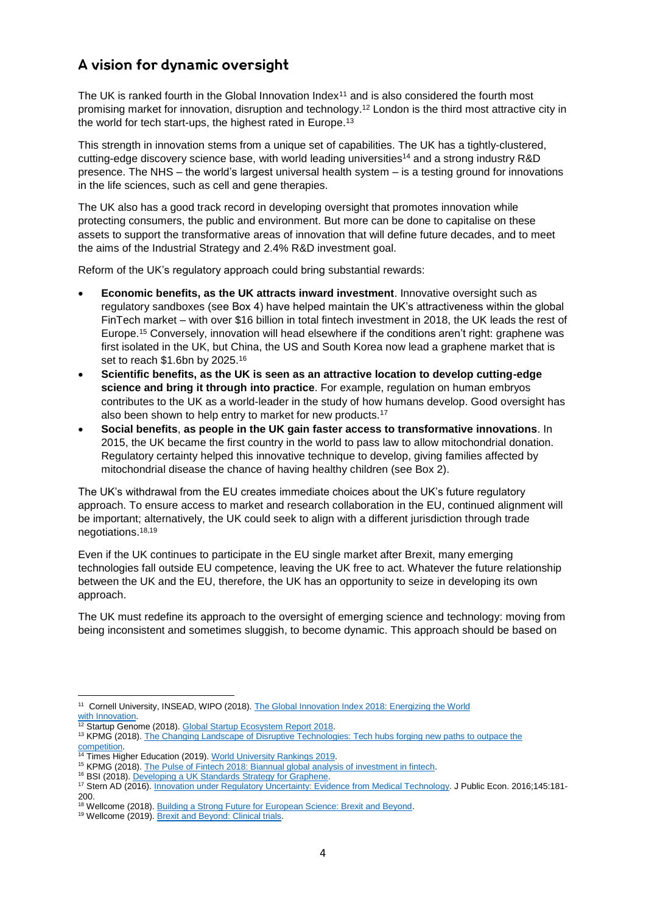## A vision for dynamic oversight

The UK is ranked fourth in the Global Innovation Index[11] and is also considered the fourth most promising market for innovation, disruption and technology.[12] London is the third most attractive city in the world for tech start-ups, the highest rated in Europe.[13]

This strength in innovation stems from a unique set of capabilities. The UK has a tightly-clustered, cutting-edge discovery science base, with world leading universities[14] and a strong industry R&D presence. The NHS – the world's largest universal health system – is a testing ground for innovations in the life sciences, such as cell and gene therapies.

The UK also has a good track record in developing oversight that promotes innovation while protecting consumers, the public and environment. But more can be done to capitalise on these assets to support the transformative areas of innovation that will define future decades, and to meet the aims of the Industrial Strategy and 2.4% R&D investment goal.

Reform of the UK's regulatory approach could bring substantial rewards:

- **Economic benefits, as the UK attracts inward investment**. Innovative oversight such as regulatory sandboxes (see Box 4) have helped maintain the UK's attractiveness within the global FinTech market – with over $16 billion in total fintech investment in 2018, the UK leads the rest of Europe.[15] Conversely, innovation will head elsewhere if the conditions aren't right: graphene was first isolated in the UK, but China, the US and South Korea now lead a graphene market that is set to reach $1.6bn by 2025.[16]
- **Scientific benefits, as the UK is seen as an attractive location to develop cutting-edge science and bring it through into practice**. For example, regulation on human embryos contributes to the UK as a world-leader in the study of how humans develop. Good oversight has also been shown to help entry to market for new products.[17]
- **Social benefits**, **as people in the UK gain faster access to transformative innovations**. In 2015, the UK became the first country in the world to pass law to allow mitochondrial donation. Regulatory certainty helped this innovative technique to develop, giving families affected by mitochondrial disease the chance of having healthy children (see Box 2).

The UK's withdrawal from the EU creates immediate choices about the UK's future regulatory approach. To ensure access to market and research collaboration in the EU, continued alignment will be important; alternatively, the UK could seek to align with a different jurisdiction through trade negotiations.[18,19]

Even if the UK continues to participate in the EU single market after Brexit, many emerging technologies fall outside EU competence, leaving the UK free to act. Whatever the future relationship between the UK and the EU, therefore, the UK has an opportunity to seize in developing its own approach.

The UK must redefine its approach to the oversight of emerging science and technology: moving from being inconsistent and sometimes sluggish, to become dynamic. This approach should be based on

---

[11] Cornell University, INSEAD, WIPO (2018). The Global Innovation Index 2018: Energizing the World with Innovation.
[12] Startup Genome (2018). Global Startup Ecosystem Report 2018.
[13] KPMG (2018). The Changing Landscape of Disruptive Technologies: Tech hubs forging new paths to outpace the competition.
[14] Times Higher Education (2019). World University Rankings 2019.
[15] KPMG (2018). The Pulse of Fintech 2018: Biannual global analysis of investment in fintech.
[16] BSI (2018). Developing a UK Standards Strategy for Graphene.
[17] Stern AD (2016). Innovation under Regulatory Uncertainty: Evidence from Medical Technology. J Public Econ. 2016;145:181-200.
[18] Wellcome (2018). Building a Strong Future for European Science: Brexit and Beyond.
[19] Wellcome (2019). Brexit and Beyond: Clinical trials.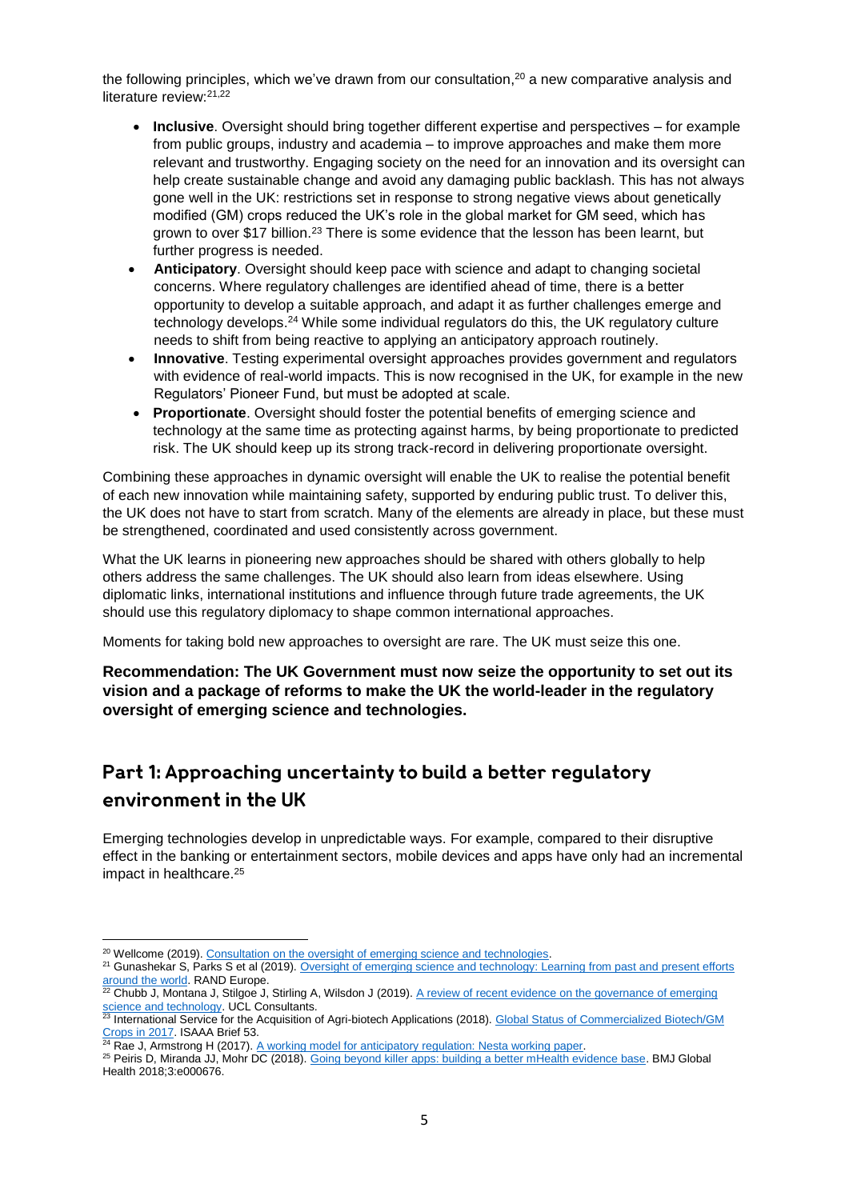the following principles, which we've drawn from our consultation,[20] a new comparative analysis and literature review:[21,22]

- **Inclusive**. Oversight should bring together different expertise and perspectives – for example from public groups, industry and academia – to improve approaches and make them more relevant and trustworthy. Engaging society on the need for an innovation and its oversight can help create sustainable change and avoid any damaging public backlash. This has not always gone well in the UK: restrictions set in response to strong negative views about genetically modified (GM) crops reduced the UK's role in the global market for GM seed, which has grown to over $17 billion.[23] There is some evidence that the lesson has been learnt, but further progress is needed.
- **Anticipatory**. Oversight should keep pace with science and adapt to changing societal concerns. Where regulatory challenges are identified ahead of time, there is a better opportunity to develop a suitable approach, and adapt it as further challenges emerge and technology develops.[24] While some individual regulators do this, the UK regulatory culture needs to shift from being reactive to applying an anticipatory approach routinely.
- **Innovative**. Testing experimental oversight approaches provides government and regulators with evidence of real-world impacts. This is now recognised in the UK, for example in the new Regulators' Pioneer Fund, but must be adopted at scale.
- **Proportionate**. Oversight should foster the potential benefits of emerging science and technology at the same time as protecting against harms, by being proportionate to predicted risk. The UK should keep up its strong track-record in delivering proportionate oversight.

Combining these approaches in dynamic oversight will enable the UK to realise the potential benefit of each new innovation while maintaining safety, supported by enduring public trust. To deliver this, the UK does not have to start from scratch. Many of the elements are already in place, but these must be strengthened, coordinated and used consistently across government.

What the UK learns in pioneering new approaches should be shared with others globally to help others address the same challenges. The UK should also learn from ideas elsewhere. Using diplomatic links, international institutions and influence through future trade agreements, the UK should use this regulatory diplomacy to shape common international approaches.

Moments for taking bold new approaches to oversight are rare. The UK must seize this one.

**Recommendation: The UK Government must now seize the opportunity to set out its vision and a package of reforms to make the UK the world-leader in the regulatory oversight of emerging science and technologies.**

## Part 1: Approaching uncertainty to build a better regulatory environment in the UK

Emerging technologies develop in unpredictable ways. For example, compared to their disruptive effect in the banking or entertainment sectors, mobile devices and apps have only had an incremental impact in healthcare.[25]

---

[20] Wellcome (2019). Consultation on the oversight of emerging science and technologies.

[21] Gunashekar S, Parks S et al (2019). Oversight of emerging science and technology: Learning from past and present efforts around the world. RAND Europe.

[22] Chubb J, Montana J, Stilgoe J, Stirling A, Wilsdon J (2019). A review of recent evidence on the governance of emerging science and technology. UCL Consultants.

[23] International Service for the Acquisition of Agri-biotech Applications (2018). Global Status of Commercialized Biotech/GM Crops in 2017. ISAAA Brief 53.

[24] Rae J, Armstrong H (2017). A working model for anticipatory regulation: Nesta working paper.

[25] Peiris D, Miranda JJ, Mohr DC (2018). Going beyond killer apps: building a better mHealth evidence base. BMJ Global Health 2018;3:e000676.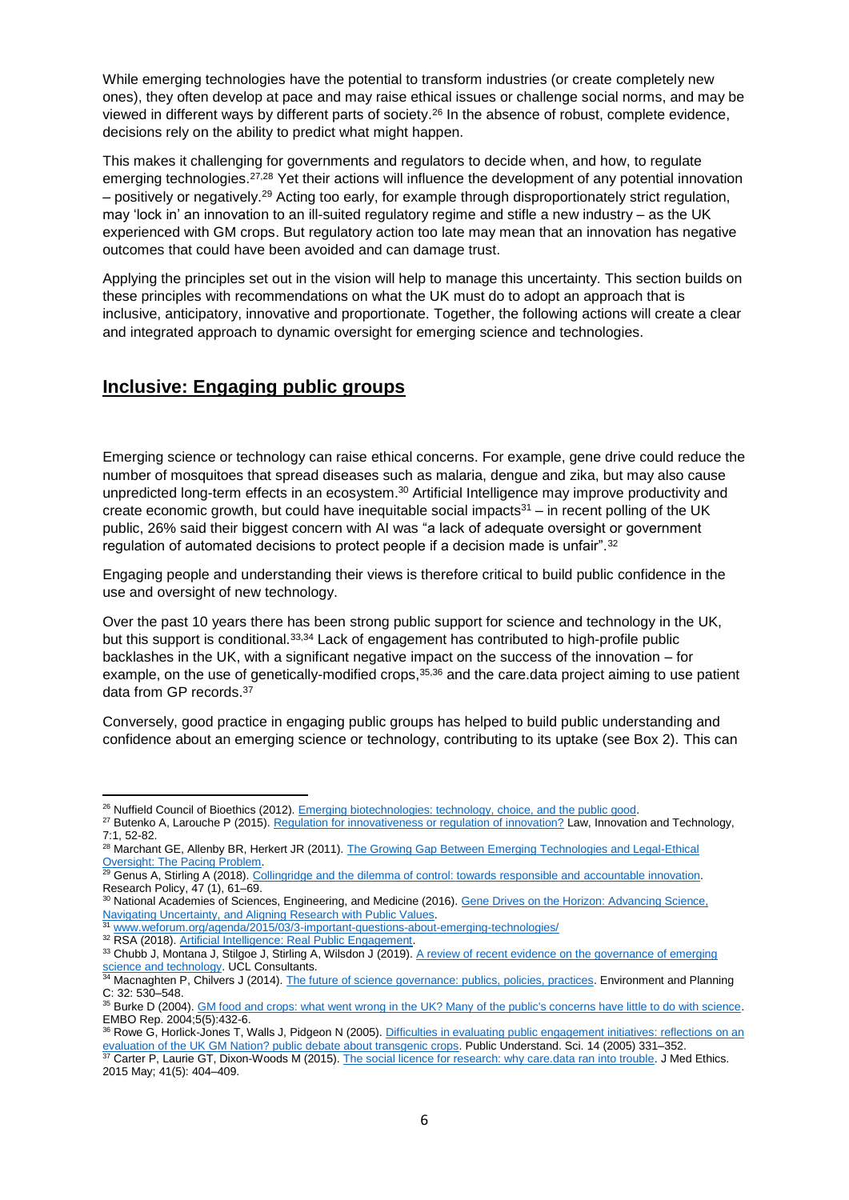While emerging technologies have the potential to transform industries (or create completely new ones), they often develop at pace and may raise ethical issues or challenge social norms, and may be viewed in different ways by different parts of society.[26] In the absence of robust, complete evidence, decisions rely on the ability to predict what might happen.

This makes it challenging for governments and regulators to decide when, and how, to regulate emerging technologies.[27,28] Yet their actions will influence the development of any potential innovation – positively or negatively.[29] Acting too early, for example through disproportionately strict regulation, may 'lock in' an innovation to an ill-suited regulatory regime and stifle a new industry – as the UK experienced with GM crops. But regulatory action too late may mean that an innovation has negative outcomes that could have been avoided and can damage trust.

Applying the principles set out in the vision will help to manage this uncertainty. This section builds on these principles with recommendations on what the UK must do to adopt an approach that is inclusive, anticipatory, innovative and proportionate. Together, the following actions will create a clear and integrated approach to dynamic oversight for emerging science and technologies.

## Inclusive: Engaging public groups

Emerging science or technology can raise ethical concerns. For example, gene drive could reduce the number of mosquitoes that spread diseases such as malaria, dengue and zika, but may also cause unpredicted long-term effects in an ecosystem.[30] Artificial Intelligence may improve productivity and create economic growth, but could have inequitable social impacts[31] – in recent polling of the UK public, 26% said their biggest concern with AI was "a lack of adequate oversight or government regulation of automated decisions to protect people if a decision made is unfair".[32]

Engaging people and understanding their views is therefore critical to build public confidence in the use and oversight of new technology.

Over the past 10 years there has been strong public support for science and technology in the UK, but this support is conditional.[33,34] Lack of engagement has contributed to high-profile public backlashes in the UK, with a significant negative impact on the success of the innovation – for example, on the use of genetically-modified crops,[35,36] and the care.data project aiming to use patient data from GP records.[37]

Conversely, good practice in engaging public groups has helped to build public understanding and confidence about an emerging science or technology, contributing to its uptake (see Box 2). This can

---

[26] Nuffield Council of Bioethics (2012). Emerging biotechnologies: technology, choice, and the public good.

[27] Butenko A, Larouche P (2015). Regulation for innovativeness or regulation of innovation? Law, Innovation and Technology, 7:1, 52-82.

[28] Marchant GE, Allenby BR, Herkert JR (2011). The Growing Gap Between Emerging Technologies and Legal-Ethical Oversight: The Pacing Problem.

[29] Genus A, Stirling A (2018). Collingridge and the dilemma of control: towards responsible and accountable innovation. Research Policy, 47 (1), 61–69.

[30] National Academies of Sciences, Engineering, and Medicine (2016). Gene Drives on the Horizon: Advancing Science, Navigating Uncertainty, and Aligning Research with Public Values.

[31] www.weforum.org/agenda/2015/03/3-important-questions-about-emerging-technologies/

[32] RSA (2018). Artificial Intelligence: Real Public Engagement.

[33] Chubb J, Montana J, Stilgoe J, Stirling A, Wilsdon J (2019). A review of recent evidence on the governance of emerging science and technology. UCL Consultants.

[34] Macnaghten P, Chilvers J (2014). The future of science governance: publics, policies, practices. Environment and Planning C: 32: 530–548.

[35] Burke D (2004). GM food and crops: what went wrong in the UK? Many of the public's concerns have little to do with science. EMBO Rep. 2004;5(5):432-6.

[36] Rowe G, Horlick-Jones T, Walls J, Pidgeon N (2005). Difficulties in evaluating public engagement initiatives: reflections on an evaluation of the UK GM Nation? public debate about transgenic crops. Public Understand. Sci. 14 (2005) 331–352.

[37] Carter P, Laurie GT, Dixon-Woods M (2015). The social licence for research: why care.data ran into trouble. J Med Ethics. 2015 May; 41(5): 404–409.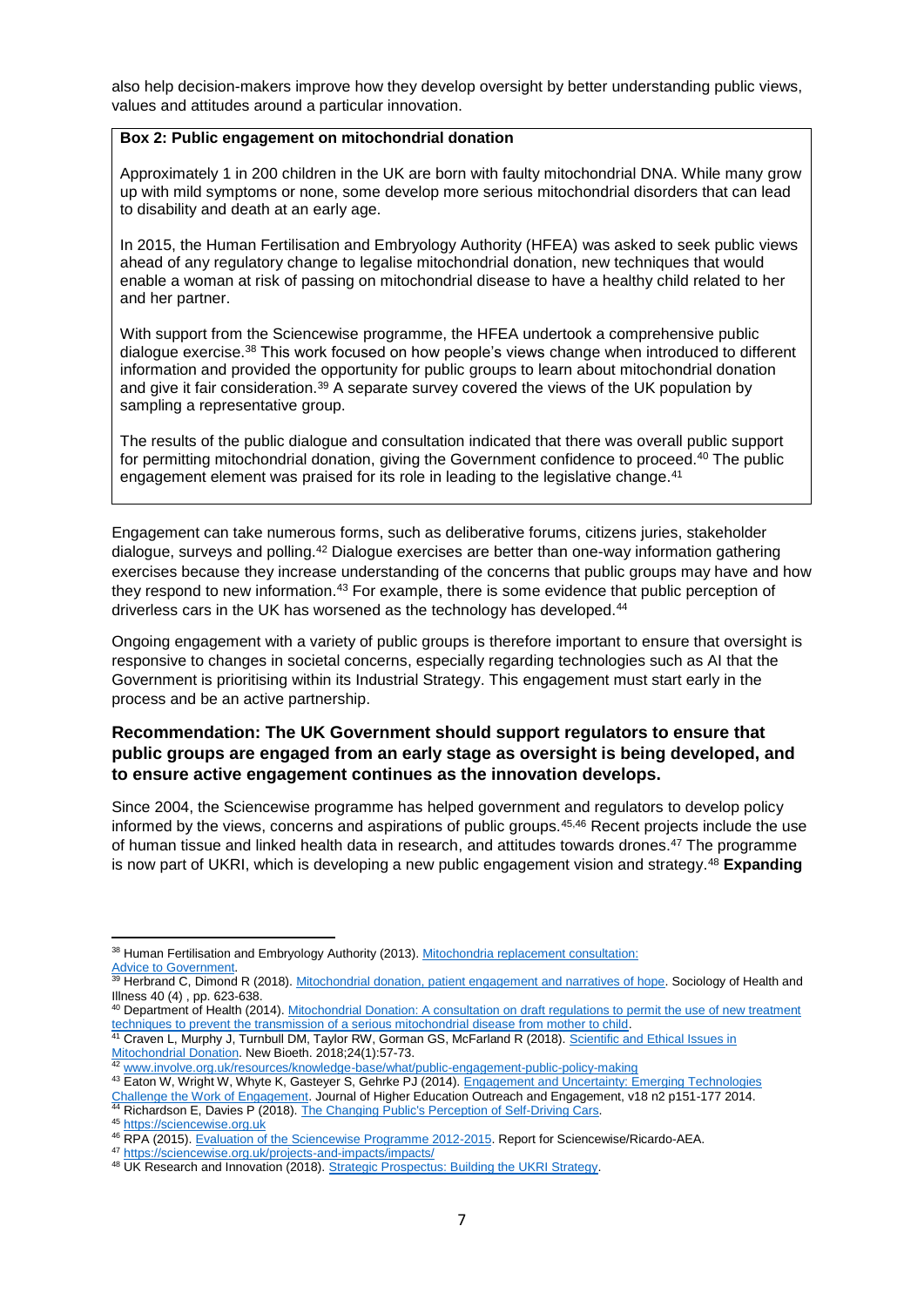also help decision-makers improve how they develop oversight by better understanding public views, values and attitudes around a particular innovation.

> **Box 2: Public engagement on mitochondrial donation**
>
> Approximately 1 in 200 children in the UK are born with faulty mitochondrial DNA. While many grow up with mild symptoms or none, some develop more serious mitochondrial disorders that can lead to disability and death at an early age.
>
> In 2015, the Human Fertilisation and Embryology Authority (HFEA) was asked to seek public views ahead of any regulatory change to legalise mitochondrial donation, new techniques that would enable a woman at risk of passing on mitochondrial disease to have a healthy child related to her and her partner.
>
> With support from the Sciencewise programme, the HFEA undertook a comprehensive public dialogue exercise.[38] This work focused on how people's views change when introduced to different information and provided the opportunity for public groups to learn about mitochondrial donation and give it fair consideration.[39] A separate survey covered the views of the UK population by sampling a representative group.
>
> The results of the public dialogue and consultation indicated that there was overall public support for permitting mitochondrial donation, giving the Government confidence to proceed.[40] The public engagement element was praised for its role in leading to the legislative change.[41]

Engagement can take numerous forms, such as deliberative forums, citizens juries, stakeholder dialogue, surveys and polling.[42] Dialogue exercises are better than one-way information gathering exercises because they increase understanding of the concerns that public groups may have and how they respond to new information.[43] For example, there is some evidence that public perception of driverless cars in the UK has worsened as the technology has developed.[44]

Ongoing engagement with a variety of public groups is therefore important to ensure that oversight is responsive to changes in societal concerns, especially regarding technologies such as AI that the Government is prioritising within its Industrial Strategy. This engagement must start early in the process and be an active partnership.

**Recommendation: The UK Government should support regulators to ensure that public groups are engaged from an early stage as oversight is being developed, and to ensure active engagement continues as the innovation develops.**

Since 2004, the Sciencewise programme has helped government and regulators to develop policy informed by the views, concerns and aspirations of public groups.[45,46] Recent projects include the use of human tissue and linked health data in research, and attitudes towards drones.[47] The programme is now part of UKRI, which is developing a new public engagement vision and strategy.[48] **Expanding**

---

[38] Human Fertilisation and Embryology Authority (2013). Mitochondria replacement consultation: Advice to Government.

[39] Herbrand C, Dimond R (2018). Mitochondrial donation, patient engagement and narratives of hope. Sociology of Health and Illness 40 (4) , pp. 623-638.

[40] Department of Health (2014). Mitochondrial Donation: A consultation on draft regulations to permit the use of new treatment techniques to prevent the transmission of a serious mitochondrial disease from mother to child.

[41] Craven L, Murphy J, Turnbull DM, Taylor RW, Gorman GS, McFarland R (2018). Scientific and Ethical Issues in Mitochondrial Donation. New Bioeth. 2018;24(1):57-73.

[42] www.involve.org.uk/resources/knowledge-base/what/public-engagement-public-policy-making

[43] Eaton W, Wright W, Whyte K, Gasteyer S, Gehrke PJ (2014). Engagement and Uncertainty: Emerging Technologies Challenge the Work of Engagement. Journal of Higher Education Outreach and Engagement, v18 n2 p151-177 2014.

[44] Richardson E, Davies P (2018). The Changing Public's Perception of Self-Driving Cars.

[45] https://sciencewise.org.uk

[46] RPA (2015). Evaluation of the Sciencewise Programme 2012-2015. Report for Sciencewise/Ricardo-AEA.

[47] https://sciencewise.org.uk/projects-and-impacts/impacts/

[48] UK Research and Innovation (2018). Strategic Prospectus: Building the UKRI Strategy.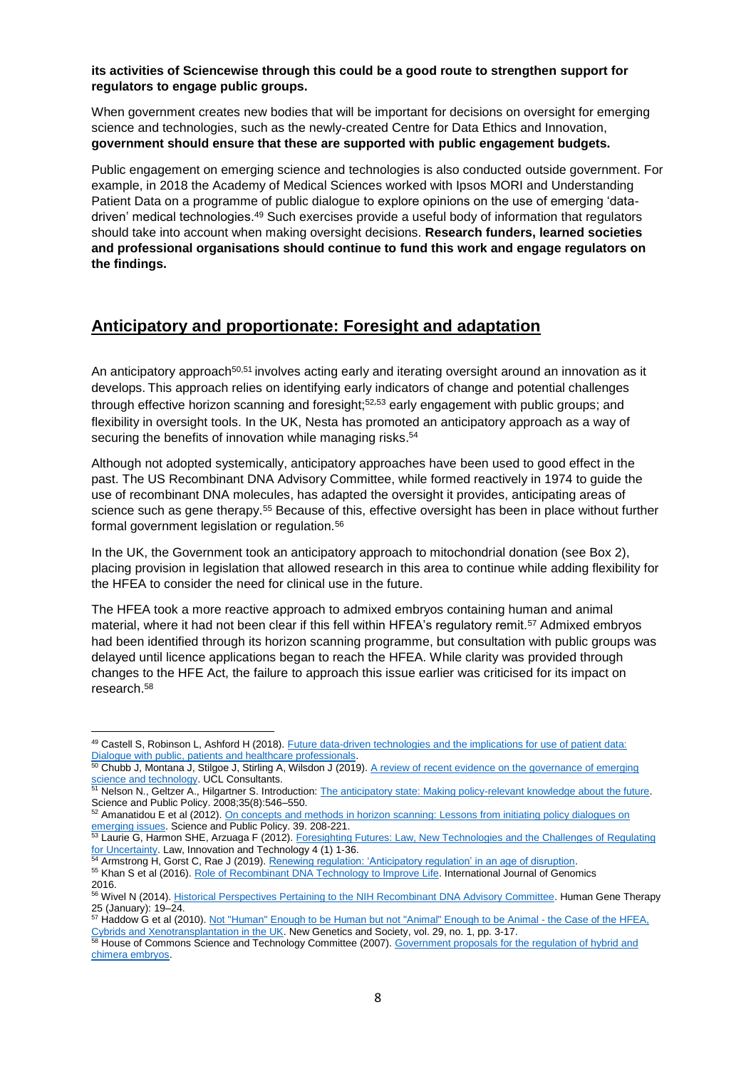**its activities of Sciencewise through this could be a good route to strengthen support for regulators to engage public groups.**

When government creates new bodies that will be important for decisions on oversight for emerging science and technologies, such as the newly-created Centre for Data Ethics and Innovation, **government should ensure that these are supported with public engagement budgets.**

Public engagement on emerging science and technologies is also conducted outside government. For example, in 2018 the Academy of Medical Sciences worked with Ipsos MORI and Understanding Patient Data on a programme of public dialogue to explore opinions on the use of emerging 'data-driven' medical technologies.[49] Such exercises provide a useful body of information that regulators should take into account when making oversight decisions. **Research funders, learned societies and professional organisations should continue to fund this work and engage regulators on the findings.**

## Anticipatory and proportionate: Foresight and adaptation

An anticipatory approach[50,51] involves acting early and iterating oversight around an innovation as it develops. This approach relies on identifying early indicators of change and potential challenges through effective horizon scanning and foresight;[52,53] early engagement with public groups; and flexibility in oversight tools. In the UK, Nesta has promoted an anticipatory approach as a way of securing the benefits of innovation while managing risks.[54]

Although not adopted systemically, anticipatory approaches have been used to good effect in the past. The US Recombinant DNA Advisory Committee, while formed reactively in 1974 to guide the use of recombinant DNA molecules, has adapted the oversight it provides, anticipating areas of science such as gene therapy.[55] Because of this, effective oversight has been in place without further formal government legislation or regulation.[56]

In the UK, the Government took an anticipatory approach to mitochondrial donation (see Box 2), placing provision in legislation that allowed research in this area to continue while adding flexibility for the HFEA to consider the need for clinical use in the future.

The HFEA took a more reactive approach to admixed embryos containing human and animal material, where it had not been clear if this fell within HFEA's regulatory remit.[57] Admixed embryos had been identified through its horizon scanning programme, but consultation with public groups was delayed until licence applications began to reach the HFEA. While clarity was provided through changes to the HFE Act, the failure to approach this issue earlier was criticised for its impact on research.[58]

---

[49] Castell S, Robinson L, Ashford H (2018). Future data-driven technologies and the implications for use of patient data: Dialogue with public, patients and healthcare professionals.

[50] Chubb J, Montana J, Stilgoe J, Stirling A, Wilsdon J (2019). A review of recent evidence on the governance of emerging science and technology. UCL Consultants.

[51] Nelson N., Geltzer A., Hilgartner S. Introduction: The anticipatory state: Making policy-relevant knowledge about the future. Science and Public Policy. 2008;35(8):546–550.

[52] Amanatidou E et al (2012). On concepts and methods in horizon scanning: Lessons from initiating policy dialogues on emerging issues. Science and Public Policy. 39. 208-221.

[53] Laurie G, Harmon SHE, Arzuaga F (2012). Foresighting Futures: Law, New Technologies and the Challenges of Regulating for Uncertainty. Law, Innovation and Technology 4 (1) 1-36.

[54] Armstrong H, Gorst C, Rae J (2019). Renewing regulation: 'Anticipatory regulation' in an age of disruption.

[55] Khan S et al (2016). Role of Recombinant DNA Technology to Improve Life. International Journal of Genomics 2016.

[56] Wivel N (2014). Historical Perspectives Pertaining to the NIH Recombinant DNA Advisory Committee. Human Gene Therapy 25 (January): 19–24.

[57] Haddow G et al (2010). Not "Human" Enough to be Human but not "Animal" Enough to be Animal - the Case of the HFEA, Cybrids and Xenotransplantation in the UK. New Genetics and Society, vol. 29, no. 1, pp. 3-17.

[58] House of Commons Science and Technology Committee (2007). Government proposals for the regulation of hybrid and chimera embryos.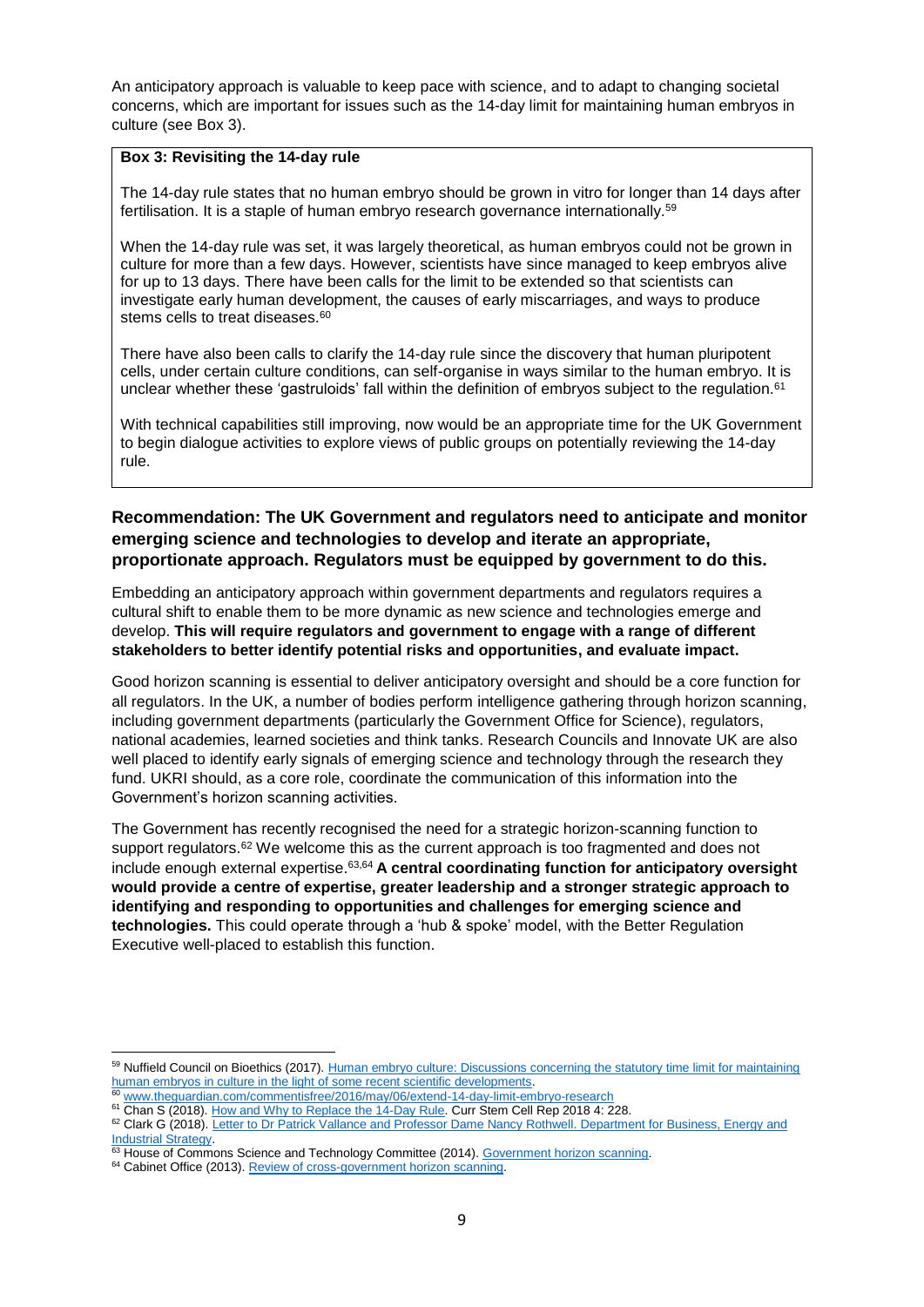An anticipatory approach is valuable to keep pace with science, and to adapt to changing societal concerns, which are important for issues such as the 14-day limit for maintaining human embryos in culture (see Box 3).

> **Box 3: Revisiting the 14-day rule**
>
> The 14-day rule states that no human embryo should be grown in vitro for longer than 14 days after fertilisation. It is a staple of human embryo research governance internationally.[59]
>
> When the 14-day rule was set, it was largely theoretical, as human embryos could not be grown in culture for more than a few days. However, scientists have since managed to keep embryos alive for up to 13 days. There have been calls for the limit to be extended so that scientists can investigate early human development, the causes of early miscarriages, and ways to produce stems cells to treat diseases.[60]
>
> There have also been calls to clarify the 14-day rule since the discovery that human pluripotent cells, under certain culture conditions, can self-organise in ways similar to the human embryo. It is unclear whether these 'gastruloids' fall within the definition of embryos subject to the regulation.[61]
>
> With technical capabilities still improving, now would be an appropriate time for the UK Government to begin dialogue activities to explore views of public groups on potentially reviewing the 14-day rule.

### Recommendation: The UK Government and regulators need to anticipate and monitor emerging science and technologies to develop and iterate an appropriate, proportionate approach. Regulators must be equipped by government to do this.

Embedding an anticipatory approach within government departments and regulators requires a cultural shift to enable them to be more dynamic as new science and technologies emerge and develop. **This will require regulators and government to engage with a range of different stakeholders to better identify potential risks and opportunities, and evaluate impact.**

Good horizon scanning is essential to deliver anticipatory oversight and should be a core function for all regulators. In the UK, a number of bodies perform intelligence gathering through horizon scanning, including government departments (particularly the Government Office for Science), regulators, national academies, learned societies and think tanks. Research Councils and Innovate UK are also well placed to identify early signals of emerging science and technology through the research they fund. UKRI should, as a core role, coordinate the communication of this information into the Government's horizon scanning activities.

The Government has recently recognised the need for a strategic horizon-scanning function to support regulators.[62] We welcome this as the current approach is too fragmented and does not include enough external expertise.[63,64] **A central coordinating function for anticipatory oversight would provide a centre of expertise, greater leadership and a stronger strategic approach to identifying and responding to opportunities and challenges for emerging science and technologies.** This could operate through a 'hub & spoke' model, with the Better Regulation Executive well-placed to establish this function.

---

[59] Nuffield Council on Bioethics (2017). Human embryo culture: Discussions concerning the statutory time limit for maintaining human embryos in culture in the light of some recent scientific developments.

[60] www.theguardian.com/commentisfree/2016/may/06/extend-14-day-limit-embryo-research

[61] Chan S (2018). How and Why to Replace the 14-Day Rule. Curr Stem Cell Rep 2018 4: 228.

[62] Clark G (2018). Letter to Dr Patrick Vallance and Professor Dame Nancy Rothwell. Department for Business, Energy and Industrial Strategy.

[63] House of Commons Science and Technology Committee (2014). Government horizon scanning.

[64] Cabinet Office (2013). Review of cross-government horizon scanning.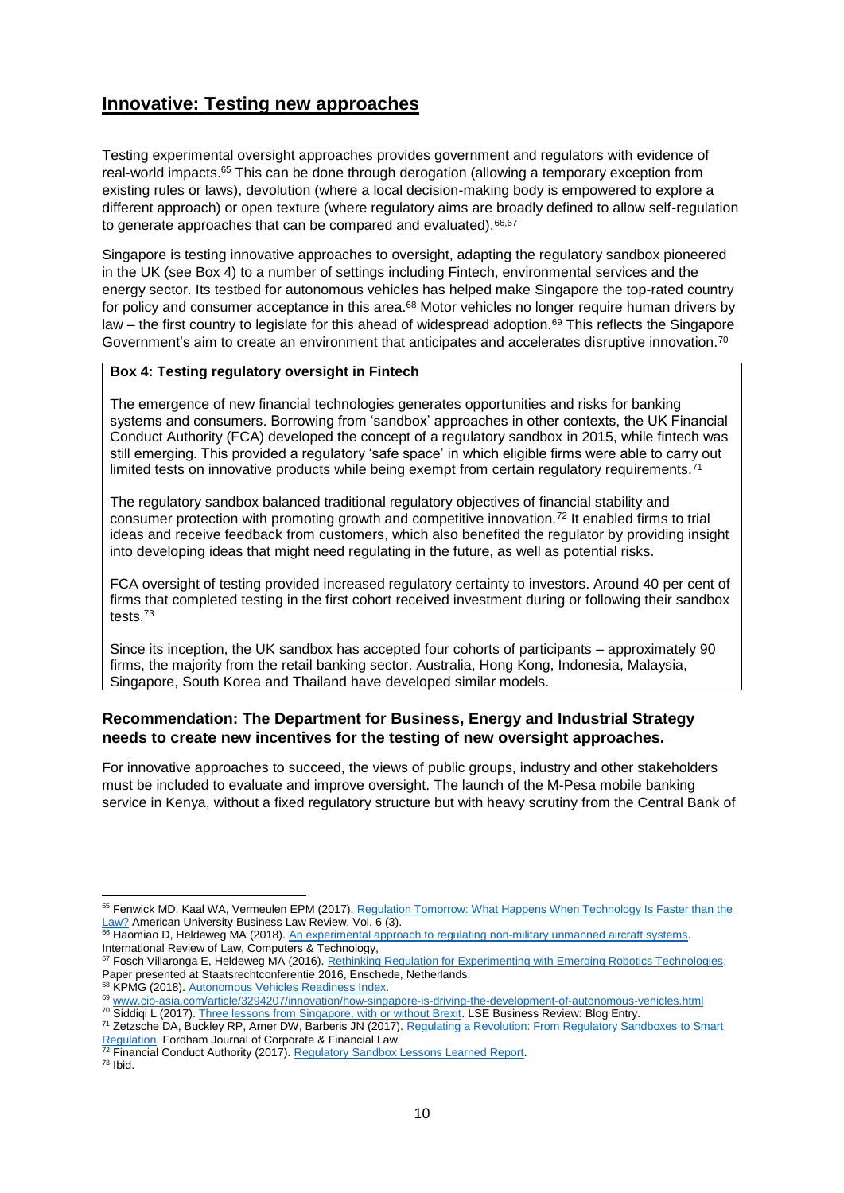## Innovative: Testing new approaches

Testing experimental oversight approaches provides government and regulators with evidence of real-world impacts.[65] This can be done through derogation (allowing a temporary exception from existing rules or laws), devolution (where a local decision-making body is empowered to explore a different approach) or open texture (where regulatory aims are broadly defined to allow self-regulation to generate approaches that can be compared and evaluated).[66,67]

Singapore is testing innovative approaches to oversight, adapting the regulatory sandbox pioneered in the UK (see Box 4) to a number of settings including Fintech, environmental services and the energy sector. Its testbed for autonomous vehicles has helped make Singapore the top-rated country for policy and consumer acceptance in this area.[68] Motor vehicles no longer require human drivers by law – the first country to legislate for this ahead of widespread adoption.[69] This reflects the Singapore Government's aim to create an environment that anticipates and accelerates disruptive innovation.[70]

> **Box 4: Testing regulatory oversight in Fintech**
>
> The emergence of new financial technologies generates opportunities and risks for banking systems and consumers. Borrowing from 'sandbox' approaches in other contexts, the UK Financial Conduct Authority (FCA) developed the concept of a regulatory sandbox in 2015, while fintech was still emerging. This provided a regulatory 'safe space' in which eligible firms were able to carry out limited tests on innovative products while being exempt from certain regulatory requirements.[71]
>
> The regulatory sandbox balanced traditional regulatory objectives of financial stability and consumer protection with promoting growth and competitive innovation.[72] It enabled firms to trial ideas and receive feedback from customers, which also benefited the regulator by providing insight into developing ideas that might need regulating in the future, as well as potential risks.
>
> FCA oversight of testing provided increased regulatory certainty to investors. Around 40 per cent of firms that completed testing in the first cohort received investment during or following their sandbox tests.[73]
>
> Since its inception, the UK sandbox has accepted four cohorts of participants – approximately 90 firms, the majority from the retail banking sector. Australia, Hong Kong, Indonesia, Malaysia, Singapore, South Korea and Thailand have developed similar models.

### Recommendation: The Department for Business, Energy and Industrial Strategy needs to create new incentives for the testing of new oversight approaches.

For innovative approaches to succeed, the views of public groups, industry and other stakeholders must be included to evaluate and improve oversight. The launch of the M-Pesa mobile banking service in Kenya, without a fixed regulatory structure but with heavy scrutiny from the Central Bank of

---

[65] Fenwick MD, Kaal WA, Vermeulen EPM (2017). Regulation Tomorrow: What Happens When Technology Is Faster than the Law? American University Business Law Review, Vol. 6 (3).

[66] Haomiao D, Heldeweg MA (2018). An experimental approach to regulating non-military unmanned aircraft systems. International Review of Law, Computers & Technology,

[67] Fosch Villaronga E, Heldeweg MA (2016). Rethinking Regulation for Experimenting with Emerging Robotics Technologies. Paper presented at Staatsrechtconferentie 2016, Enschede, Netherlands.

[68] KPMG (2018). Autonomous Vehicles Readiness Index.

[69] www.cio-asia.com/article/3294207/innovation/how-singapore-is-driving-the-development-of-autonomous-vehicles.html

[70] Siddiqi L (2017). Three lessons from Singapore, with or without Brexit. LSE Business Review: Blog Entry.

[71] Zetzsche DA, Buckley RP, Arner DW, Barberis JN (2017). Regulating a Revolution: From Regulatory Sandboxes to Smart Regulation. Fordham Journal of Corporate & Financial Law.

[72] Financial Conduct Authority (2017). Regulatory Sandbox Lessons Learned Report.

[73] Ibid.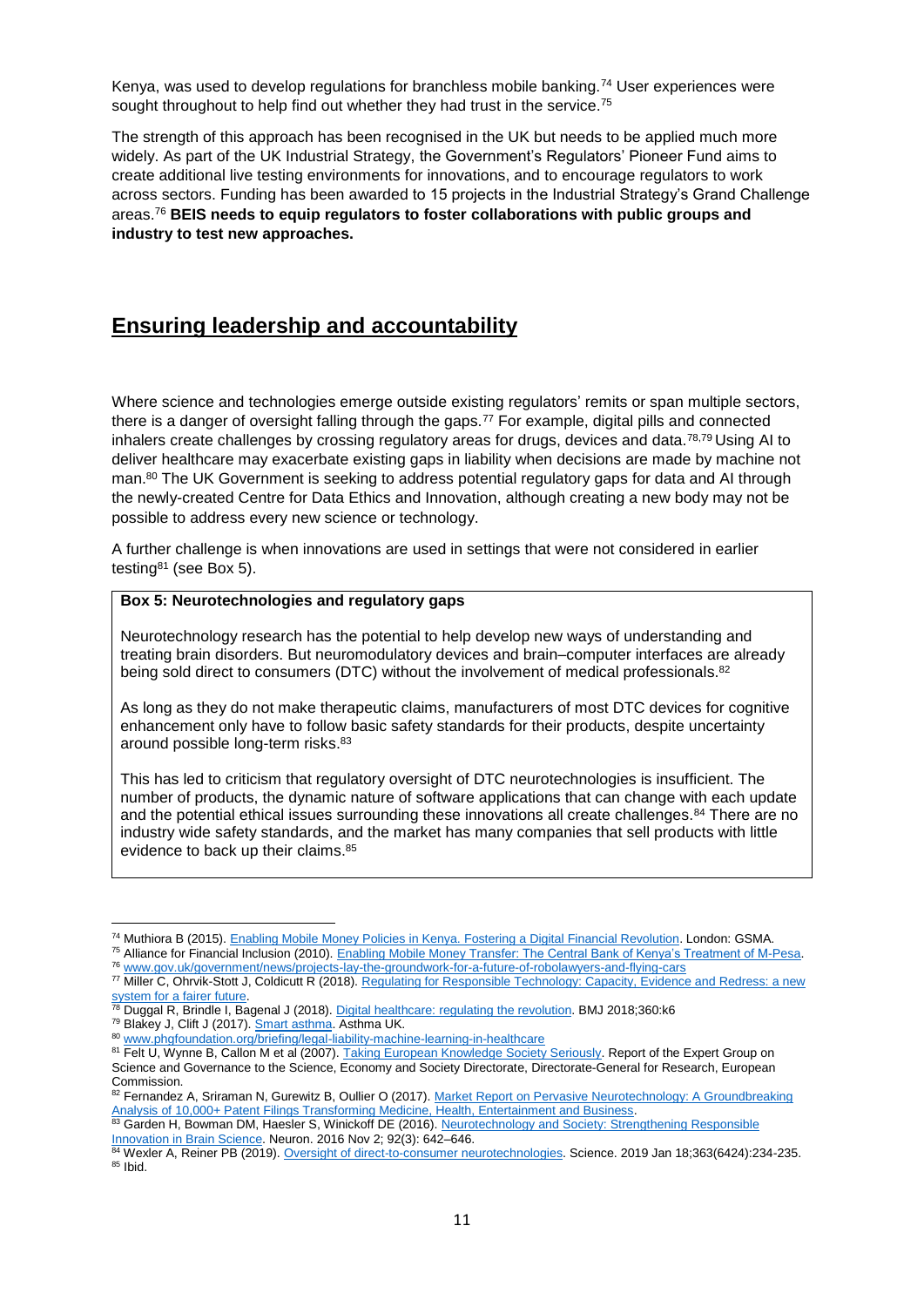Kenya, was used to develop regulations for branchless mobile banking.[74] User experiences were sought throughout to help find out whether they had trust in the service.[75]

The strength of this approach has been recognised in the UK but needs to be applied much more widely. As part of the UK Industrial Strategy, the Government's Regulators' Pioneer Fund aims to create additional live testing environments for innovations, and to encourage regulators to work across sectors. Funding has been awarded to 15 projects in the Industrial Strategy's Grand Challenge areas.[76] **BEIS needs to equip regulators to foster collaborations with public groups and industry to test new approaches.**

## Ensuring leadership and accountability

Where science and technologies emerge outside existing regulators' remits or span multiple sectors, there is a danger of oversight falling through the gaps.[77] For example, digital pills and connected inhalers create challenges by crossing regulatory areas for drugs, devices and data.[78,79] Using AI to deliver healthcare may exacerbate existing gaps in liability when decisions are made by machine not man.[80] The UK Government is seeking to address potential regulatory gaps for data and AI through the newly-created Centre for Data Ethics and Innovation, although creating a new body may not be possible to address every new science or technology.

A further challenge is when innovations are used in settings that were not considered in earlier testing[81] (see Box 5).

**Box 5: Neurotechnologies and regulatory gaps**

Neurotechnology research has the potential to help develop new ways of understanding and treating brain disorders. But neuromodulatory devices and brain–computer interfaces are already being sold direct to consumers (DTC) without the involvement of medical professionals.[82]

As long as they do not make therapeutic claims, manufacturers of most DTC devices for cognitive enhancement only have to follow basic safety standards for their products, despite uncertainty around possible long-term risks.[83]

This has led to criticism that regulatory oversight of DTC neurotechnologies is insufficient. The number of products, the dynamic nature of software applications that can change with each update and the potential ethical issues surrounding these innovations all create challenges.[84] There are no industry wide safety standards, and the market has many companies that sell products with little evidence to back up their claims.[85]

---

[74] Muthiora B (2015). Enabling Mobile Money Policies in Kenya. Fostering a Digital Financial Revolution. London: GSMA.

[75] Alliance for Financial Inclusion (2010). Enabling Mobile Money Transfer: The Central Bank of Kenya's Treatment of M-Pesa.

[76] www.gov.uk/government/news/projects-lay-the-groundwork-for-a-future-of-robolawyers-and-flying-cars

[77] Miller C, Ohrvik-Stott J, Coldicutt R (2018). Regulating for Responsible Technology: Capacity, Evidence and Redress: a new system for a fairer future.

[78] Duggal R, Brindle I, Bagenal J (2018). Digital healthcare: regulating the revolution. BMJ 2018;360:k6

[79] Blakey J, Clift J (2017). Smart asthma. Asthma UK.

[80] www.phgfoundation.org/briefing/legal-liability-machine-learning-in-healthcare

[81] Felt U, Wynne B, Callon M et al (2007). Taking European Knowledge Society Seriously. Report of the Expert Group on Science and Governance to the Science, Economy and Society Directorate, Directorate-General for Research, European Commission.

[82] Fernandez A, Sriraman N, Gurewitz B, Oullier O (2017). Market Report on Pervasive Neurotechnology: A Groundbreaking Analysis of 10,000+ Patent Filings Transforming Medicine, Health, Entertainment and Business.

[83] Garden H, Bowman DM, Haesler S, Winickoff DE (2016). Neurotechnology and Society: Strengthening Responsible Innovation in Brain Science. Neuron. 2016 Nov 2; 92(3): 642–646.

[84] Wexler A, Reiner PB (2019). Oversight of direct-to-consumer neurotechnologies. Science. 2019 Jan 18;363(6424):234-235.

[85] Ibid.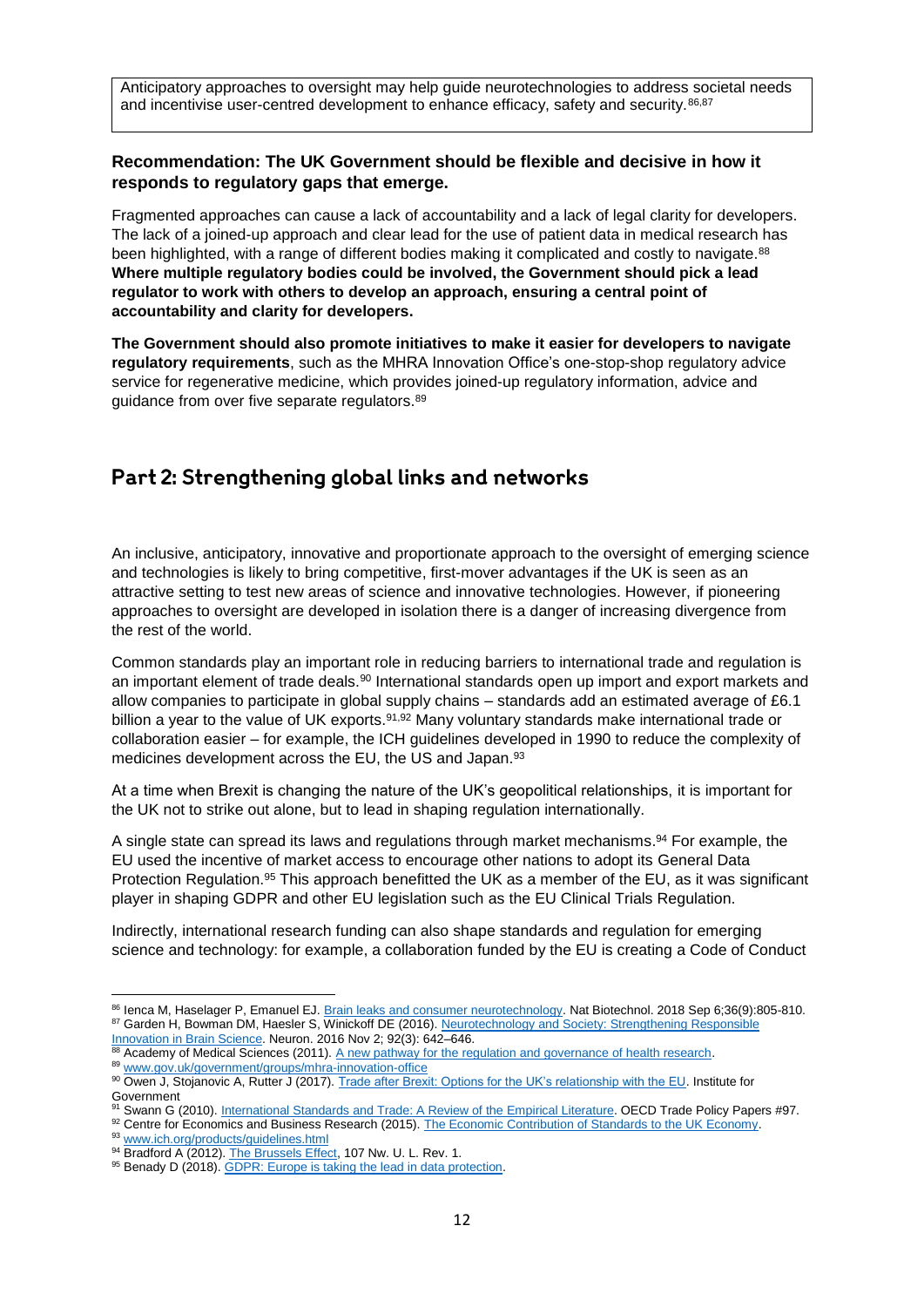Anticipatory approaches to oversight may help guide neurotechnologies to address societal needs and incentivise user-centred development to enhance efficacy, safety and security.[86,87]

**Recommendation: The UK Government should be flexible and decisive in how it responds to regulatory gaps that emerge.**

Fragmented approaches can cause a lack of accountability and a lack of legal clarity for developers. The lack of a joined-up approach and clear lead for the use of patient data in medical research has been highlighted, with a range of different bodies making it complicated and costly to navigate.[88] **Where multiple regulatory bodies could be involved, the Government should pick a lead regulator to work with others to develop an approach, ensuring a central point of accountability and clarity for developers.**

**The Government should also promote initiatives to make it easier for developers to navigate regulatory requirements**, such as the MHRA Innovation Office's one-stop-shop regulatory advice service for regenerative medicine, which provides joined-up regulatory information, advice and guidance from over five separate regulators.[89]

## Part 2: Strengthening global links and networks

An inclusive, anticipatory, innovative and proportionate approach to the oversight of emerging science and technologies is likely to bring competitive, first-mover advantages if the UK is seen as an attractive setting to test new areas of science and innovative technologies. However, if pioneering approaches to oversight are developed in isolation there is a danger of increasing divergence from the rest of the world.

Common standards play an important role in reducing barriers to international trade and regulation is an important element of trade deals.[90] International standards open up import and export markets and allow companies to participate in global supply chains – standards add an estimated average of £6.1 billion a year to the value of UK exports.[91,92] Many voluntary standards make international trade or collaboration easier – for example, the ICH guidelines developed in 1990 to reduce the complexity of medicines development across the EU, the US and Japan.[93]

At a time when Brexit is changing the nature of the UK's geopolitical relationships, it is important for the UK not to strike out alone, but to lead in shaping regulation internationally.

A single state can spread its laws and regulations through market mechanisms.[94] For example, the EU used the incentive of market access to encourage other nations to adopt its General Data Protection Regulation.[95] This approach benefitted the UK as a member of the EU, as it was significant player in shaping GDPR and other EU legislation such as the EU Clinical Trials Regulation.

Indirectly, international research funding can also shape standards and regulation for emerging science and technology: for example, a collaboration funded by the EU is creating a Code of Conduct

---

[86] Ienca M, Haselager P, Emanuel EJ. Brain leaks and consumer neurotechnology. Nat Biotechnol. 2018 Sep 6;36(9):805-810.
[87] Garden H, Bowman DM, Haesler S, Winickoff DE (2016). Neurotechnology and Society: Strengthening Responsible Innovation in Brain Science. Neuron. 2016 Nov 2; 92(3): 642–646.
[88] Academy of Medical Sciences (2011). A new pathway for the regulation and governance of health research.
[89] www.gov.uk/government/groups/mhra-innovation-office
[90] Owen J, Stojanovic A, Rutter J (2017). Trade after Brexit: Options for the UK's relationship with the EU. Institute for Government
[91] Swann G (2010). International Standards and Trade: A Review of the Empirical Literature. OECD Trade Policy Papers #97.
[92] Centre for Economics and Business Research (2015). The Economic Contribution of Standards to the UK Economy.
[93] www.ich.org/products/guidelines.html
[94] Bradford A (2012). The Brussels Effect, 107 Nw. U. L. Rev. 1.
[95] Benady D (2018). GDPR: Europe is taking the lead in data protection.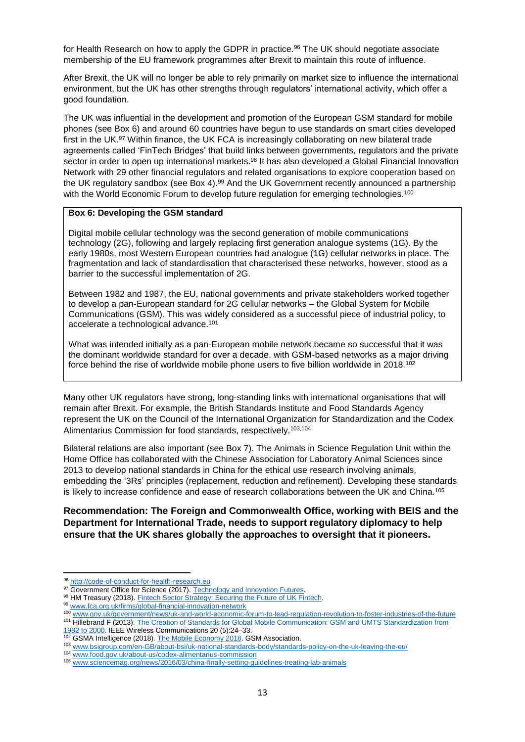for Health Research on how to apply the GDPR in practice.[96] The UK should negotiate associate membership of the EU framework programmes after Brexit to maintain this route of influence.

After Brexit, the UK will no longer be able to rely primarily on market size to influence the international environment, but the UK has other strengths through regulators' international activity, which offer a good foundation.

The UK was influential in the development and promotion of the European GSM standard for mobile phones (see Box 6) and around 60 countries have begun to use standards on smart cities developed first in the UK.[97] Within finance, the UK FCA is increasingly collaborating on new bilateral trade agreements called 'FinTech Bridges' that build links between governments, regulators and the private sector in order to open up international markets.[98] It has also developed a Global Financial Innovation Network with 29 other financial regulators and related organisations to explore cooperation based on the UK regulatory sandbox (see Box 4).[99] And the UK Government recently announced a partnership with the World Economic Forum to develop future regulation for emerging technologies.[100]

**Box 6: Developing the GSM standard**

Digital mobile cellular technology was the second generation of mobile communications technology (2G), following and largely replacing first generation analogue systems (1G). By the early 1980s, most Western European countries had analogue (1G) cellular networks in place. The fragmentation and lack of standardisation that characterised these networks, however, stood as a barrier to the successful implementation of 2G.

Between 1982 and 1987, the EU, national governments and private stakeholders worked together to develop a pan-European standard for 2G cellular networks – the Global System for Mobile Communications (GSM). This was widely considered as a successful piece of industrial policy, to accelerate a technological advance.[101]

What was intended initially as a pan-European mobile network became so successful that it was the dominant worldwide standard for over a decade, with GSM-based networks as a major driving force behind the rise of worldwide mobile phone users to five billion worldwide in 2018.[102]

Many other UK regulators have strong, long-standing links with international organisations that will remain after Brexit. For example, the British Standards Institute and Food Standards Agency represent the UK on the Council of the International Organization for Standardization and the Codex Alimentarius Commission for food standards, respectively.[103,104]

Bilateral relations are also important (see Box 7). The Animals in Science Regulation Unit within the Home Office has collaborated with the Chinese Association for Laboratory Animal Sciences since 2013 to develop national standards in China for the ethical use research involving animals, embedding the '3Rs' principles (replacement, reduction and refinement). Developing these standards is likely to increase confidence and ease of research collaborations between the UK and China.[105]

**Recommendation: The Foreign and Commonwealth Office, working with BEIS and the Department for International Trade, needs to support regulatory diplomacy to help ensure that the UK shares globally the approaches to oversight that it pioneers.**

---

[96] http://code-of-conduct-for-health-research.eu
[97] Government Office for Science (2017). Technology and Innovation Futures.
[98] HM Treasury (2018). Fintech Sector Strategy: Securing the Future of UK Fintech.
[99] www.fca.org.uk/firms/global-financial-innovation-network
[100] www.gov.uk/government/news/uk-and-world-economic-forum-to-lead-regulation-revolution-to-foster-industries-of-the-future
[101] Hillebrand F (2013). The Creation of Standards for Global Mobile Communication: GSM and UMTS Standardization from 1982 to 2000. IEEE Wireless Communications 20 (5):24–33.
[102] GSMA Intelligence (2018). The Mobile Economy 2018. GSM Association.
[103] www.bsigroup.com/en-GB/about-bsi/uk-national-standards-body/standards-policy-on-the-uk-leaving-the-eu/
[104] www.food.gov.uk/about-us/codex-alimentarius-commission
[105] www.sciencemag.org/news/2016/03/china-finally-setting-guidelines-treating-lab-animals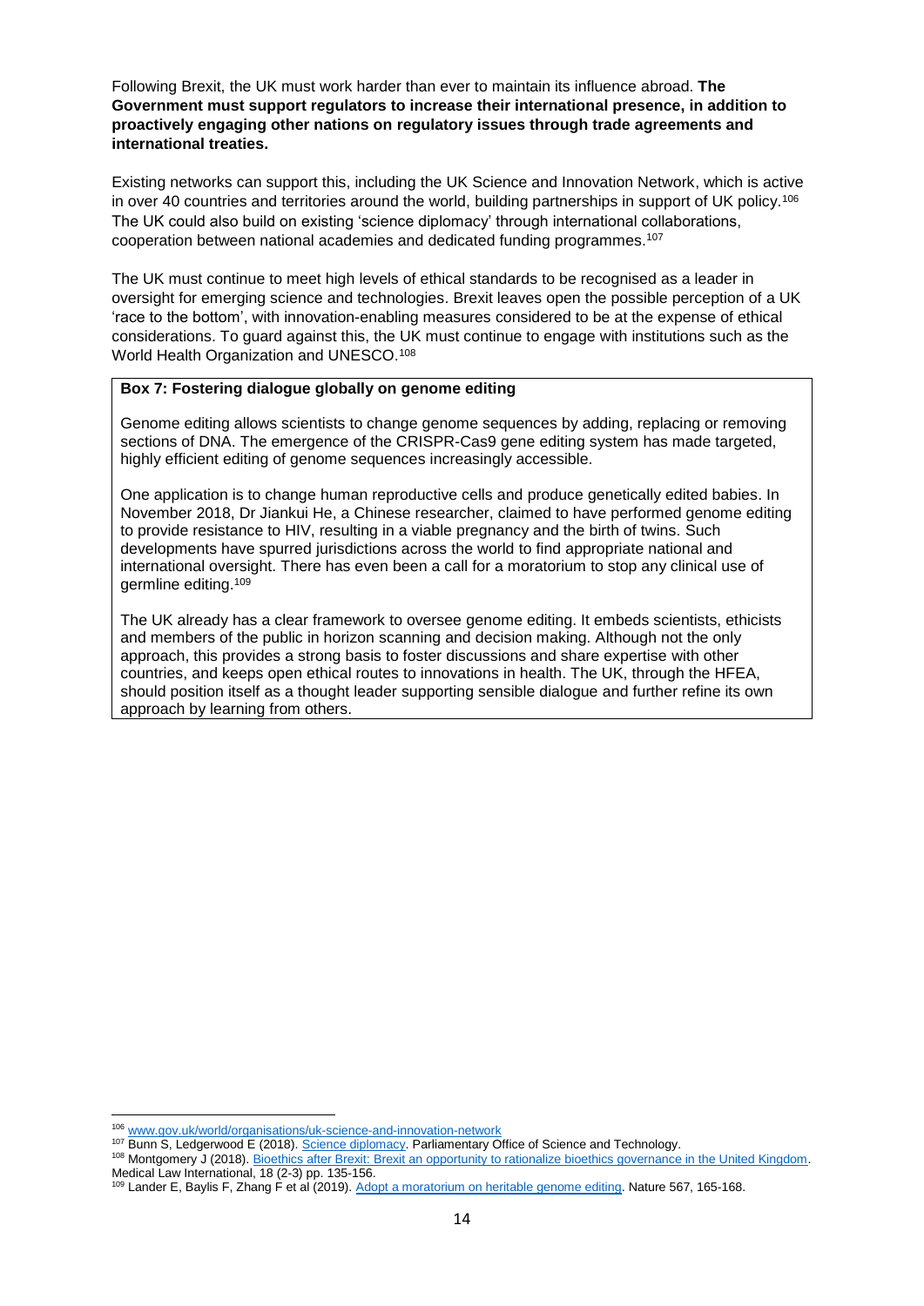Following Brexit, the UK must work harder than ever to maintain its influence abroad. **The Government must support regulators to increase their international presence, in addition to proactively engaging other nations on regulatory issues through trade agreements and international treaties.**

Existing networks can support this, including the UK Science and Innovation Network, which is active in over 40 countries and territories around the world, building partnerships in support of UK policy.[106] The UK could also build on existing 'science diplomacy' through international collaborations, cooperation between national academies and dedicated funding programmes.[107]

The UK must continue to meet high levels of ethical standards to be recognised as a leader in oversight for emerging science and technologies. Brexit leaves open the possible perception of a UK 'race to the bottom', with innovation-enabling measures considered to be at the expense of ethical considerations. To guard against this, the UK must continue to engage with institutions such as the World Health Organization and UNESCO.[108]

**Box 7: Fostering dialogue globally on genome editing**

Genome editing allows scientists to change genome sequences by adding, replacing or removing sections of DNA. The emergence of the CRISPR-Cas9 gene editing system has made targeted, highly efficient editing of genome sequences increasingly accessible.

One application is to change human reproductive cells and produce genetically edited babies. In November 2018, Dr Jiankui He, a Chinese researcher, claimed to have performed genome editing to provide resistance to HIV, resulting in a viable pregnancy and the birth of twins. Such developments have spurred jurisdictions across the world to find appropriate national and international oversight. There has even been a call for a moratorium to stop any clinical use of germline editing.[109]

The UK already has a clear framework to oversee genome editing. It embeds scientists, ethicists and members of the public in horizon scanning and decision making. Although not the only approach, this provides a strong basis to foster discussions and share expertise with other countries, and keeps open ethical routes to innovations in health. The UK, through the HFEA, should position itself as a thought leader supporting sensible dialogue and further refine its own approach by learning from others.

---

[106] www.gov.uk/world/organisations/uk-science-and-innovation-network

[107] Bunn S, Ledgerwood E (2018). Science diplomacy. Parliamentary Office of Science and Technology.

[108] Montgomery J (2018). Bioethics after Brexit: Brexit an opportunity to rationalize bioethics governance in the United Kingdom. Medical Law International, 18 (2-3) pp. 135-156.

[109] Lander E, Baylis F, Zhang F et al (2019). Adopt a moratorium on heritable genome editing. Nature 567, 165-168.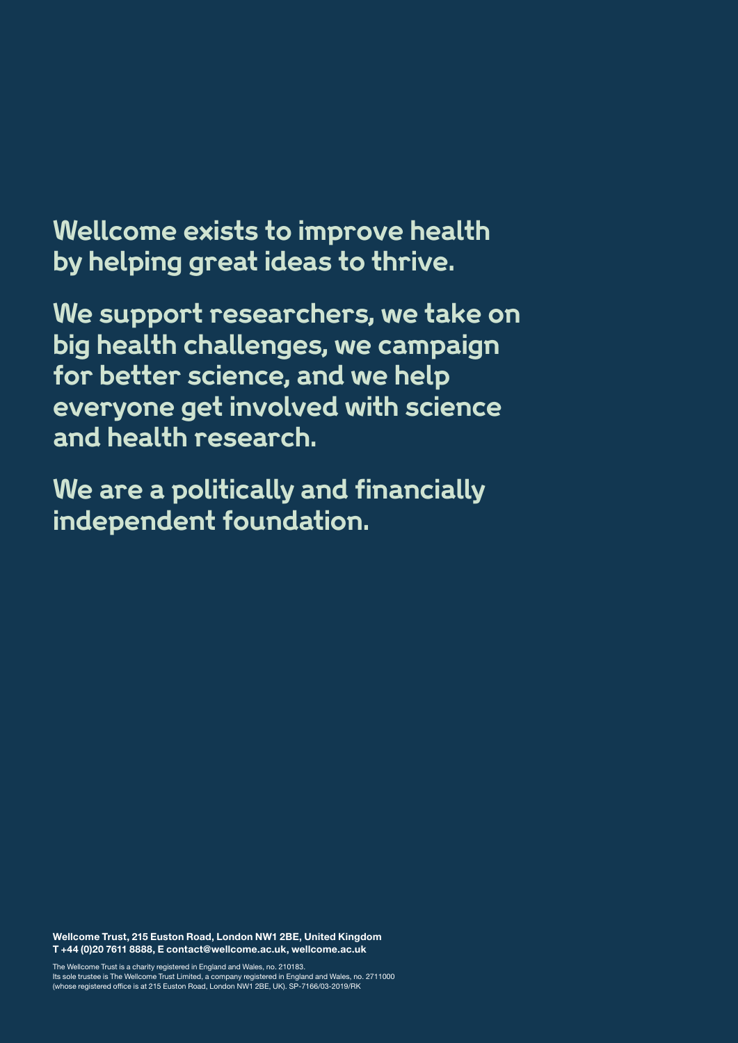**Wellcome exists to improve health by helping great ideas to thrive.**

**We support researchers, we take on big health challenges, we campaign for better science, and we help everyone get involved with science and health research.**

**We are a politically and financially independent foundation.**

**Wellcome Trust, 215 Euston Road, London NW1 2BE, United Kingdom**
**T +44 (0)20 7611 8888, E contact@wellcome.ac.uk, wellcome.ac.uk**

The Wellcome Trust is a charity registered in England and Wales, no. 210183.
Its sole trustee is The Wellcome Trust Limited, a company registered in England and Wales, no. 2711000 (whose registered office is at 215 Euston Road, London NW1 2BE, UK). SP-7166/03-2019/RK